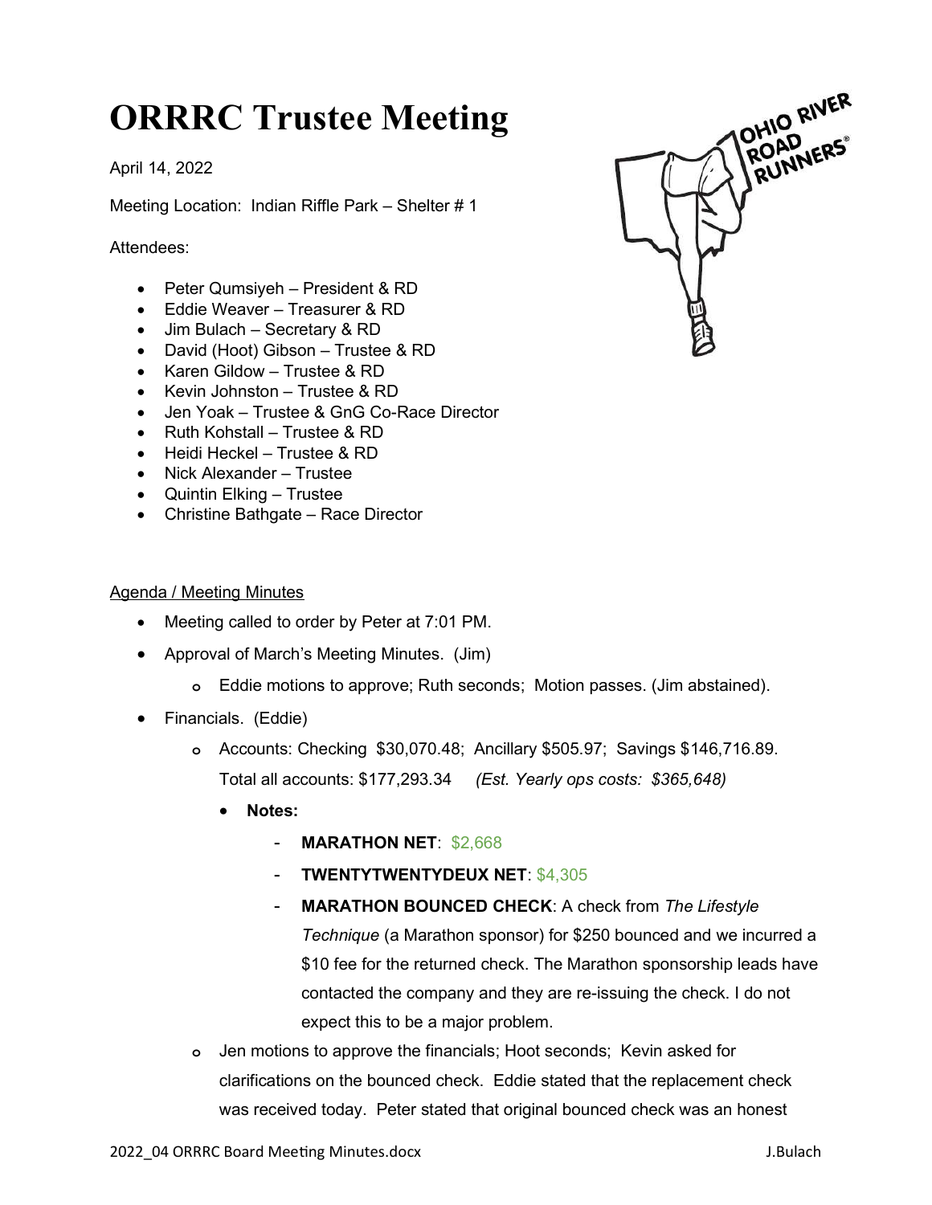# ORRRC Trustee Meeting

April 14, 2022

Meeting Location: Indian Riffle Park – Shelter # 1

Attendees:

- Peter Qumsiyeh – President & RD
- Eddie Weaver – Treasurer & RD
- Jim Bulach – Secretary & RD
- David (Hoot) Gibson – Trustee & RD
- Karen Gildow – Trustee & RD
- Kevin Johnston – Trustee & RD
- Jen Yoak – Trustee & GnG Co-Race Director
- Ruth Kohstall – Trustee & RD
- Heidi Heckel – Trustee & RD
- Nick Alexander – Trustee
- Quintin Elking – Trustee
- Christine Bathgate – Race Director

Agenda / Meeting Minutes

- Meeting called to order by Peter at 7:01 PM.
- Approval of March's Meeting Minutes. (Jim)
  - Eddie motions to approve; Ruth seconds; Motion passes. (Jim abstained).
- Financials. (Eddie)
  - Accounts: Checking $30,070.48; Ancillary $505.97; Savings $146,716.89. Total all accounts: $177,293.34 *(Est. Yearly ops costs: $365,648)*
    - **Notes:**
      - **MARATHON NET**: $2,668
      - **TWENTYTWENTYDEUX NET**: $4,305
      - **MARATHON BOUNCED CHECK**: A check from *The Lifestyle Technique* (a Marathon sponsor) for $250 bounced and we incurred a $10 fee for the returned check. The Marathon sponsorship leads have contacted the company and they are re-issuing the check. I do not expect this to be a major problem.
  - Jen motions to approve the financials; Hoot seconds; Kevin asked for clarifications on the bounced check. Eddie stated that the replacement check was received today. Peter stated that original bounced check was an honest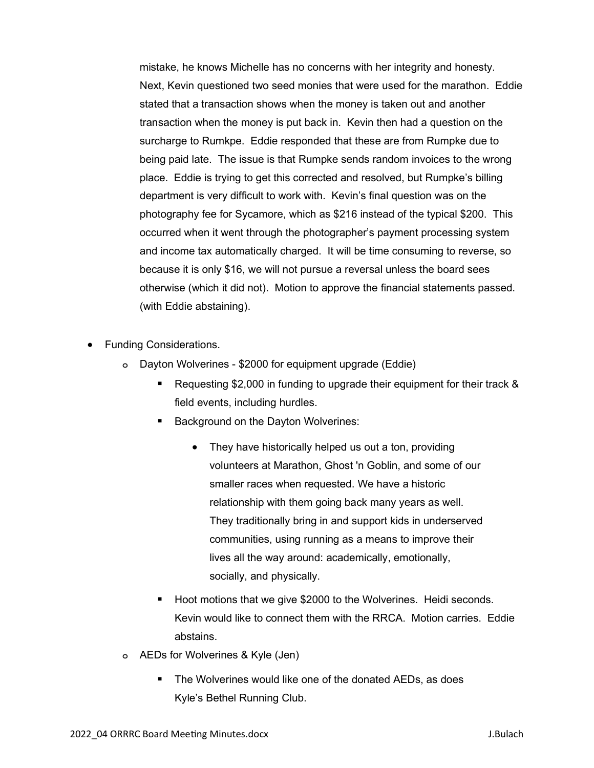mistake, he knows Michelle has no concerns with her integrity and honesty. Next, Kevin questioned two seed monies that were used for the marathon. Eddie stated that a transaction shows when the money is taken out and another transaction when the money is put back in. Kevin then had a question on the surcharge to Rumkpe. Eddie responded that these are from Rumpke due to being paid late. The issue is that Rumpke sends random invoices to the wrong place. Eddie is trying to get this corrected and resolved, but Rumpke's billing department is very difficult to work with. Kevin's final question was on the photography fee for Sycamore, which as $216 instead of the typical $200. This occurred when it went through the photographer's payment processing system and income tax automatically charged. It will be time consuming to reverse, so because it is only $16, we will not pursue a reversal unless the board sees otherwise (which it did not). Motion to approve the financial statements passed. (with Eddie abstaining).

- Funding Considerations.
  - Dayton Wolverines - $2000 for equipment upgrade (Eddie)
    - Requesting $2,000 in funding to upgrade their equipment for their track & field events, including hurdles.
    - Background on the Dayton Wolverines:
      - They have historically helped us out a ton, providing volunteers at Marathon, Ghost 'n Goblin, and some of our smaller races when requested. We have a historic relationship with them going back many years as well. They traditionally bring in and support kids in underserved communities, using running as a means to improve their lives all the way around: academically, emotionally, socially, and physically.
    - Hoot motions that we give $2000 to the Wolverines. Heidi seconds. Kevin would like to connect them with the RRCA. Motion carries. Eddie abstains.
  - AEDs for Wolverines & Kyle (Jen)
    - The Wolverines would like one of the donated AEDs, as does Kyle's Bethel Running Club.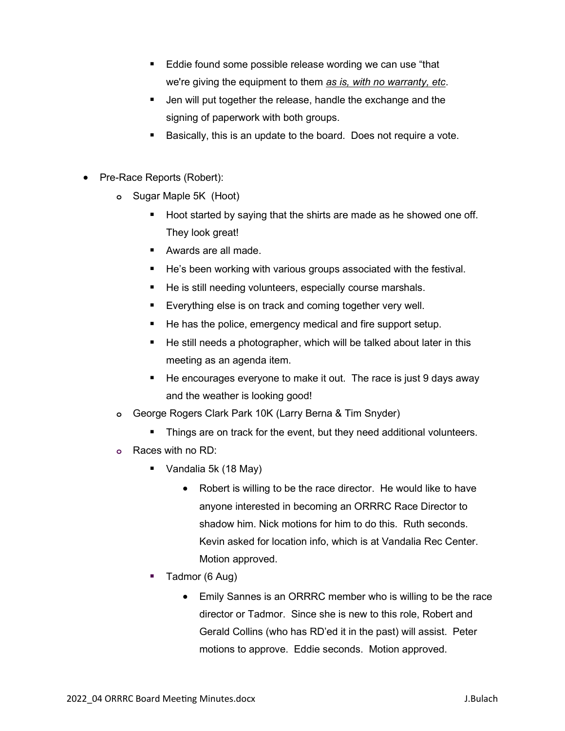- Eddie found some possible release wording we can use "that we're giving the equipment to them *as is, with no warranty, etc*.
    - Jen will put together the release, handle the exchange and the signing of paperwork with both groups.
    - Basically, this is an update to the board. Does not require a vote.

- Pre-Race Reports (Robert):
  - Sugar Maple 5K (Hoot)
    - Hoot started by saying that the shirts are made as he showed one off. They look great!
    - Awards are all made.
    - He's been working with various groups associated with the festival.
    - He is still needing volunteers, especially course marshals.
    - Everything else is on track and coming together very well.
    - He has the police, emergency medical and fire support setup.
    - He still needs a photographer, which will be talked about later in this meeting as an agenda item.
    - He encourages everyone to make it out. The race is just 9 days away and the weather is looking good!
  - George Rogers Clark Park 10K (Larry Berna & Tim Snyder)
    - Things are on track for the event, but they need additional volunteers.
  - Races with no RD:
    - Vandalia 5k (18 May)
      - Robert is willing to be the race director. He would like to have anyone interested in becoming an ORRRC Race Director to shadow him. Nick motions for him to do this. Ruth seconds. Kevin asked for location info, which is at Vandalia Rec Center. Motion approved.
    - Tadmor (6 Aug)
      - Emily Sannes is an ORRRC member who is willing to be the race director or Tadmor. Since she is new to this role, Robert and Gerald Collins (who has RD'ed it in the past) will assist. Peter motions to approve. Eddie seconds. Motion approved.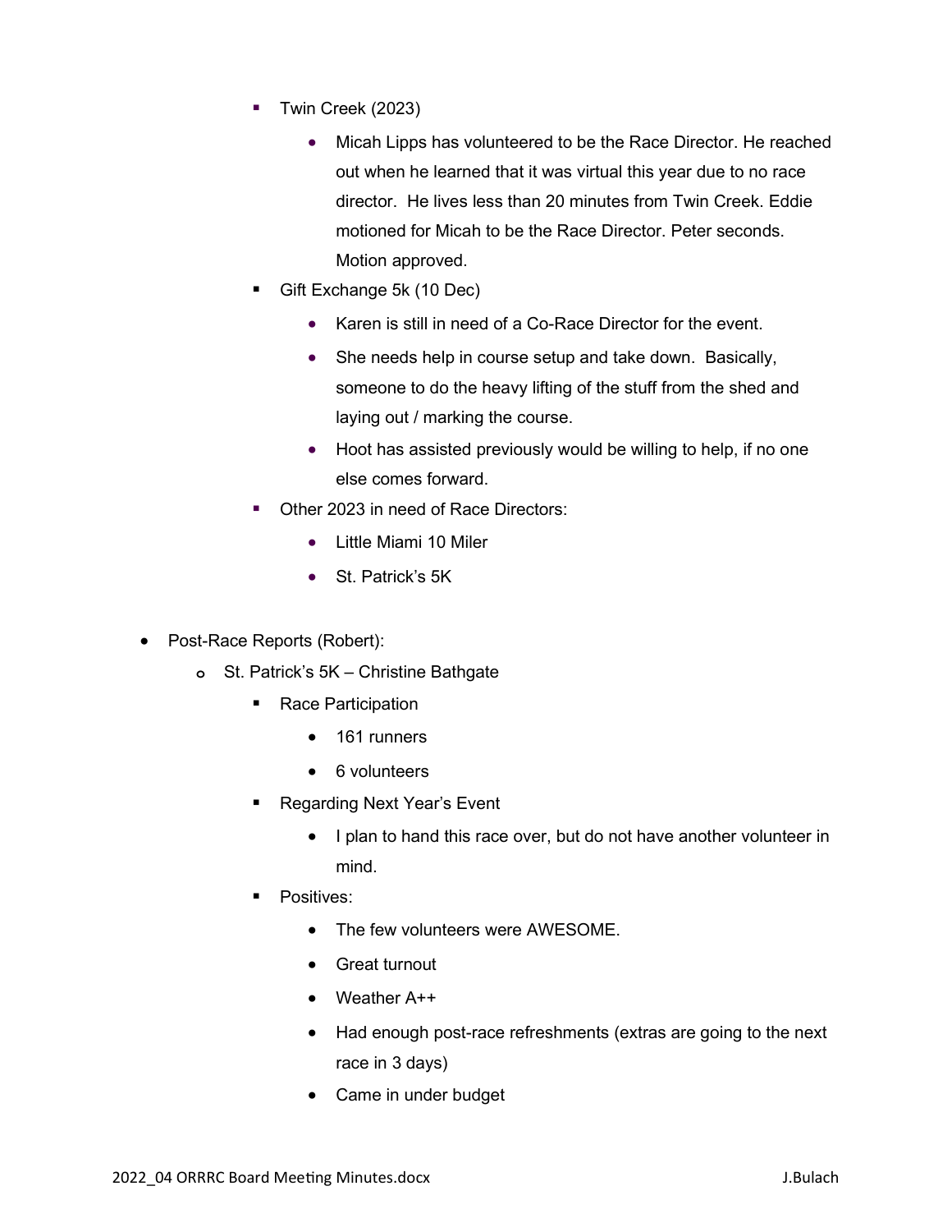- Twin Creek (2023)
  - Micah Lipps has volunteered to be the Race Director. He reached out when he learned that it was virtual this year due to no race director. He lives less than 20 minutes from Twin Creek. Eddie motioned for Micah to be the Race Director. Peter seconds. Motion approved.
- Gift Exchange 5k (10 Dec)
  - Karen is still in need of a Co-Race Director for the event.
  - She needs help in course setup and take down. Basically, someone to do the heavy lifting of the stuff from the shed and laying out / marking the course.
  - Hoot has assisted previously would be willing to help, if no one else comes forward.
- Other 2023 in need of Race Directors:
  - Little Miami 10 Miler
  - St. Patrick's 5K

- Post-Race Reports (Robert):
  - St. Patrick's 5K – Christine Bathgate
    - Race Participation
      - 161 runners
      - 6 volunteers
    - Regarding Next Year's Event
      - I plan to hand this race over, but do not have another volunteer in mind.
    - Positives:
      - The few volunteers were AWESOME.
      - Great turnout
      - Weather A++
      - Had enough post-race refreshments (extras are going to the next race in 3 days)
      - Came in under budget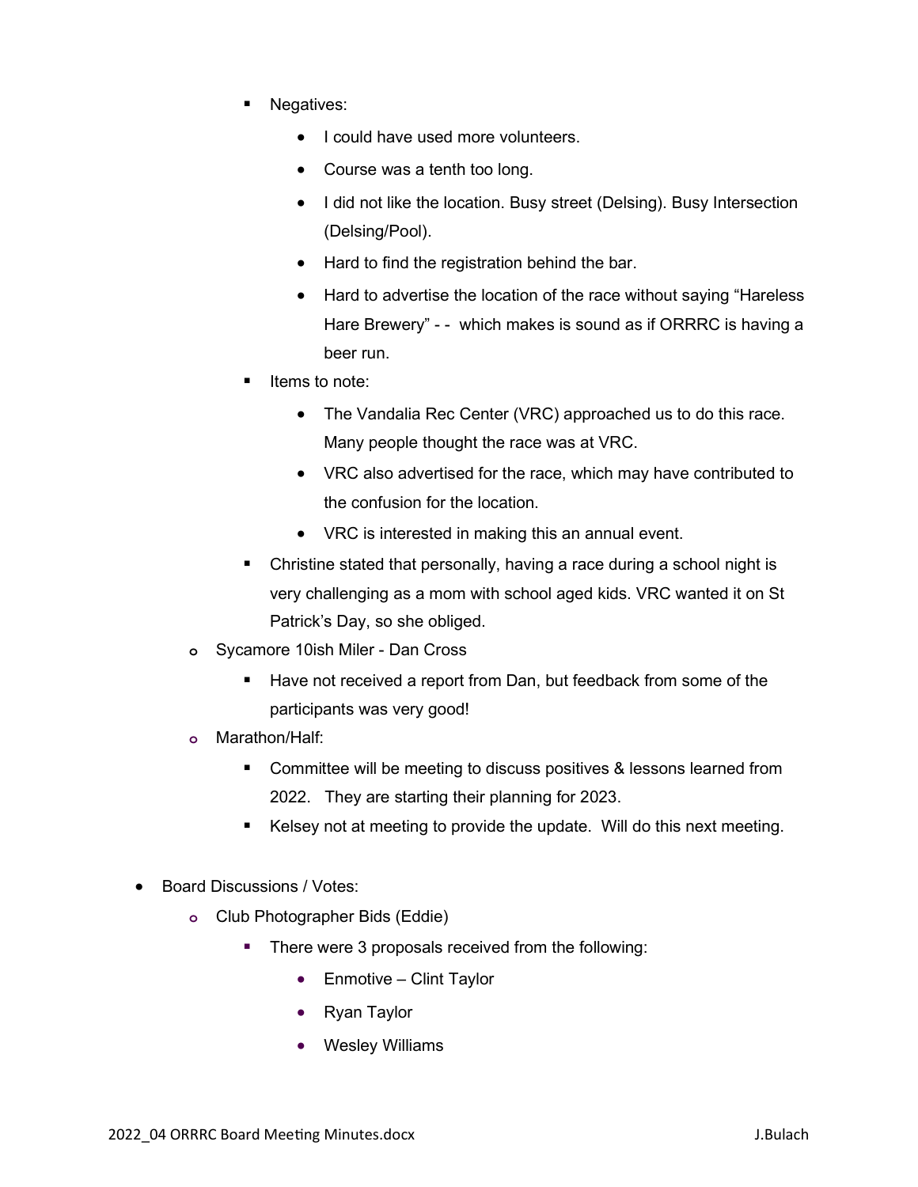- Negatives:
      - I could have used more volunteers.
      - Course was a tenth too long.
      - I did not like the location. Busy street (Delsing). Busy Intersection (Delsing/Pool).
      - Hard to find the registration behind the bar.
      - Hard to advertise the location of the race without saying "Hareless Hare Brewery" - - which makes is sound as if ORRRC is having a beer run.
    - Items to note:
      - The Vandalia Rec Center (VRC) approached us to do this race. Many people thought the race was at VRC.
      - VRC also advertised for the race, which may have contributed to the confusion for the location.
      - VRC is interested in making this an annual event.
    - Christine stated that personally, having a race during a school night is very challenging as a mom with school aged kids. VRC wanted it on St Patrick's Day, so she obliged.
  - Sycamore 10ish Miler - Dan Cross
    - Have not received a report from Dan, but feedback from some of the participants was very good!
  - Marathon/Half:
    - Committee will be meeting to discuss positives & lessons learned from 2022. They are starting their planning for 2023.
    - Kelsey not at meeting to provide the update. Will do this next meeting.

- Board Discussions / Votes:
  - Club Photographer Bids (Eddie)
    - There were 3 proposals received from the following:
      - Enmotive – Clint Taylor
      - Ryan Taylor
      - Wesley Williams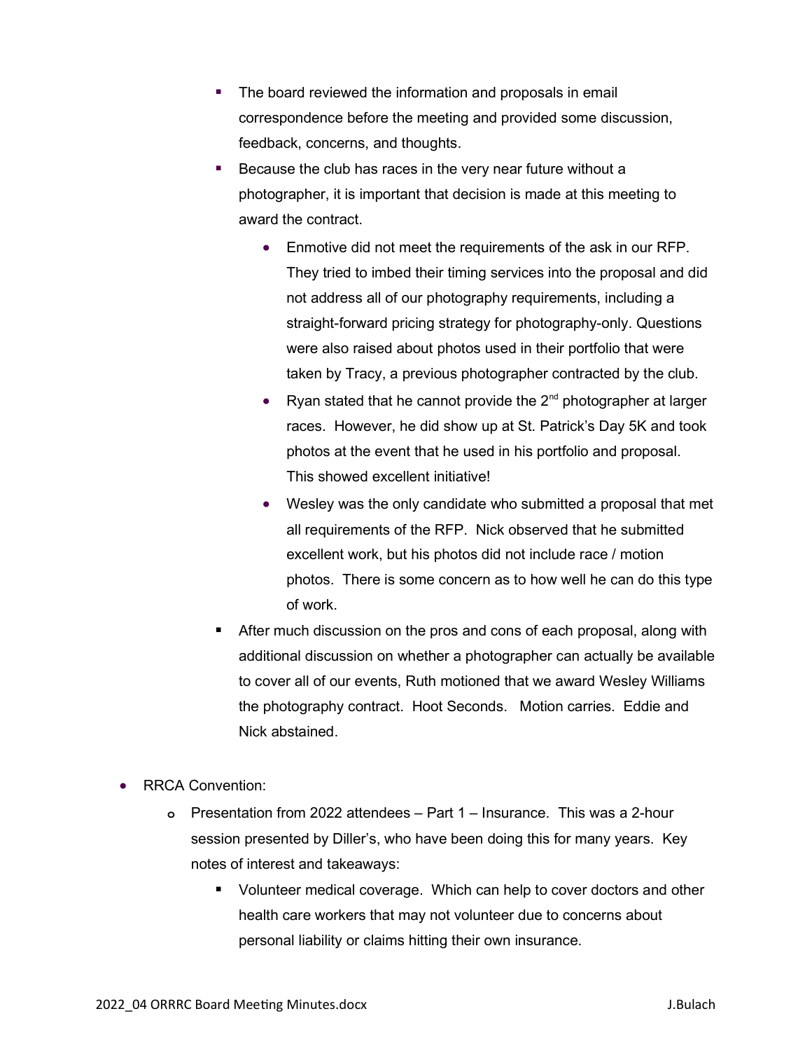- The board reviewed the information and proposals in email correspondence before the meeting and provided some discussion, feedback, concerns, and thoughts.
    - Because the club has races in the very near future without a photographer, it is important that decision is made at this meeting to award the contract.
      - Enmotive did not meet the requirements of the ask in our RFP. They tried to imbed their timing services into the proposal and did not address all of our photography requirements, including a straight-forward pricing strategy for photography-only. Questions were also raised about photos used in their portfolio that were taken by Tracy, a previous photographer contracted by the club.
      - Ryan stated that he cannot provide the 2nd photographer at larger races. However, he did show up at St. Patrick's Day 5K and took photos at the event that he used in his portfolio and proposal. This showed excellent initiative!
      - Wesley was the only candidate who submitted a proposal that met all requirements of the RFP. Nick observed that he submitted excellent work, but his photos did not include race / motion photos. There is some concern as to how well he can do this type of work.
    - After much discussion on the pros and cons of each proposal, along with additional discussion on whether a photographer can actually be available to cover all of our events, Ruth motioned that we award Wesley Williams the photography contract. Hoot Seconds. Motion carries. Eddie and Nick abstained.

- RRCA Convention:
  - Presentation from 2022 attendees – Part 1 – Insurance. This was a 2-hour session presented by Diller's, who have been doing this for many years. Key notes of interest and takeaways:
    - Volunteer medical coverage. Which can help to cover doctors and other health care workers that may not volunteer due to concerns about personal liability or claims hitting their own insurance.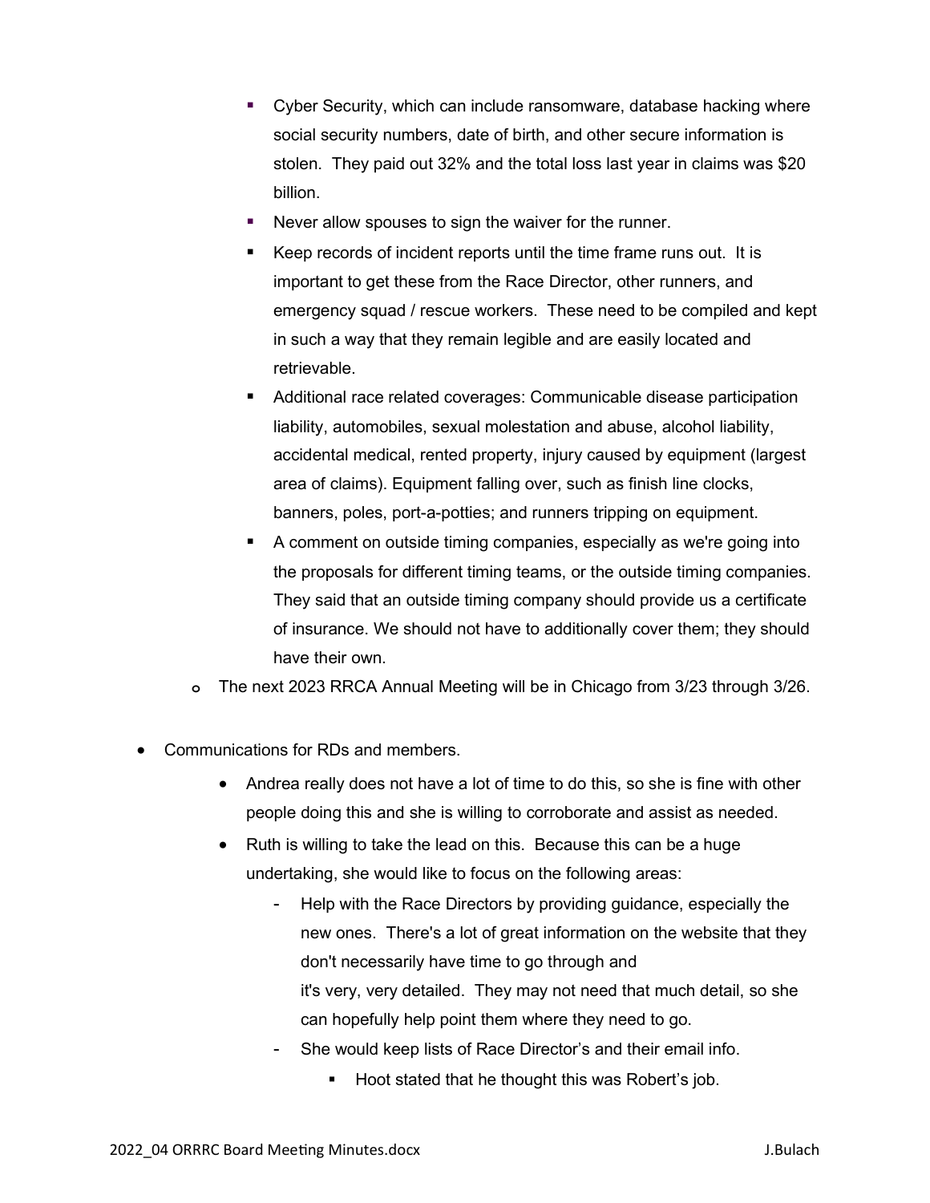- Cyber Security, which can include ransomware, database hacking where social security numbers, date of birth, and other secure information is stolen. They paid out 32% and the total loss last year in claims was $20 billion.
    - Never allow spouses to sign the waiver for the runner.
    - Keep records of incident reports until the time frame runs out. It is important to get these from the Race Director, other runners, and emergency squad / rescue workers. These need to be compiled and kept in such a way that they remain legible and are easily located and retrievable.
    - Additional race related coverages: Communicable disease participation liability, automobiles, sexual molestation and abuse, alcohol liability, accidental medical, rented property, injury caused by equipment (largest area of claims). Equipment falling over, such as finish line clocks, banners, poles, port-a-potties; and runners tripping on equipment.
    - A comment on outside timing companies, especially as we're going into the proposals for different timing teams, or the outside timing companies. They said that an outside timing company should provide us a certificate of insurance. We should not have to additionally cover them; they should have their own.
  - The next 2023 RRCA Annual Meeting will be in Chicago from 3/23 through 3/26.

- Communications for RDs and members.
  - Andrea really does not have a lot of time to do this, so she is fine with other people doing this and she is willing to corroborate and assist as needed.
  - Ruth is willing to take the lead on this. Because this can be a huge undertaking, she would like to focus on the following areas:
    - Help with the Race Directors by providing guidance, especially the new ones. There's a lot of great information on the website that they don't necessarily have time to go through and it's very, very detailed. They may not need that much detail, so she can hopefully help point them where they need to go.
    - She would keep lists of Race Director's and their email info.
      - Hoot stated that he thought this was Robert's job.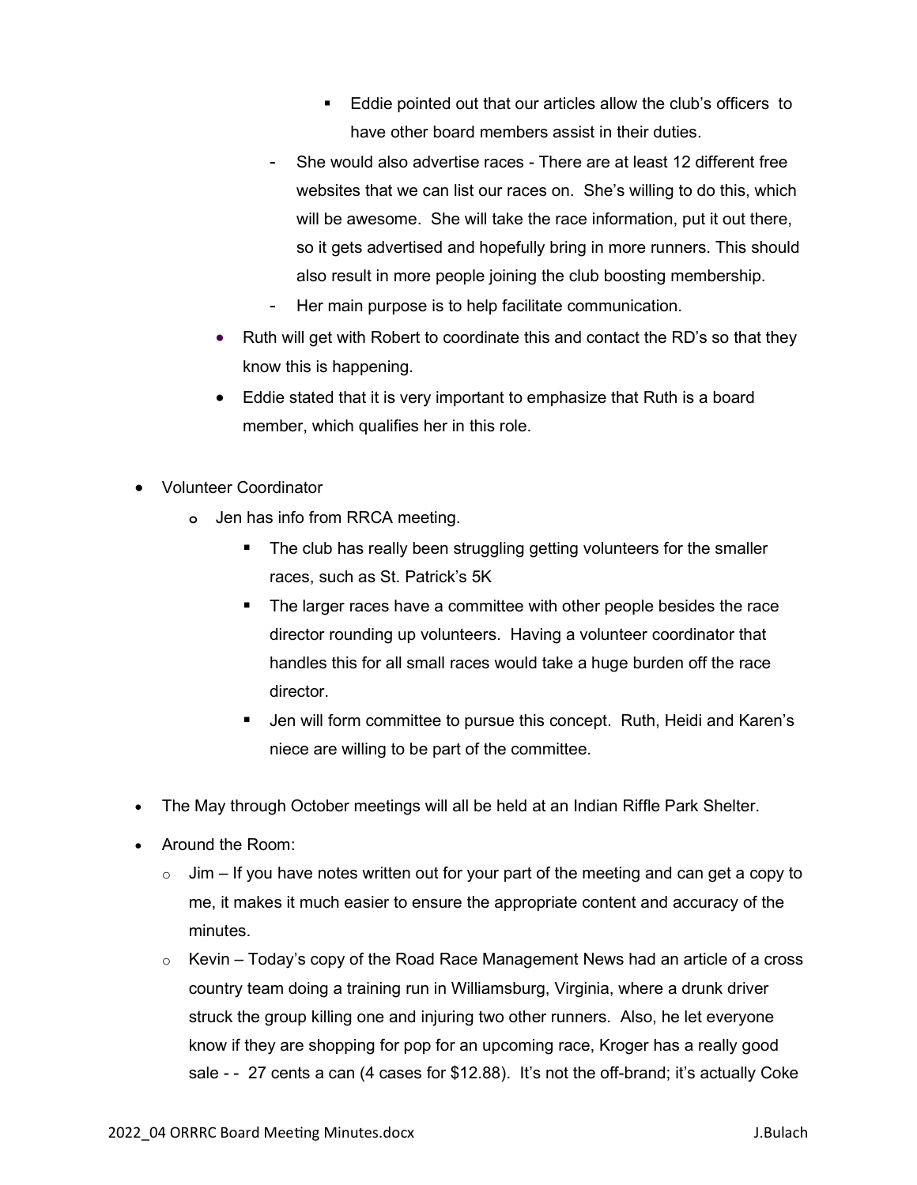- Eddie pointed out that our articles allow the club's officers to have other board members assist in their duties.
      - She would also advertise races - There are at least 12 different free websites that we can list our races on. She's willing to do this, which will be awesome. She will take the race information, put it out there, so it gets advertised and hopefully bring in more runners. This should also result in more people joining the club boosting membership.
      - Her main purpose is to help facilitate communication.
  - Ruth will get with Robert to coordinate this and contact the RD's so that they know this is happening.
  - Eddie stated that it is very important to emphasize that Ruth is a board member, which qualifies her in this role.

- Volunteer Coordinator
  - Jen has info from RRCA meeting.
    - The club has really been struggling getting volunteers for the smaller races, such as St. Patrick's 5K
    - The larger races have a committee with other people besides the race director rounding up volunteers. Having a volunteer coordinator that handles this for all small races would take a huge burden off the race director.
    - Jen will form committee to pursue this concept. Ruth, Heidi and Karen's niece are willing to be part of the committee.

- The May through October meetings will all be held at an Indian Riffle Park Shelter.

- Around the Room:
  - Jim – If you have notes written out for your part of the meeting and can get a copy to me, it makes it much easier to ensure the appropriate content and accuracy of the minutes.
  - Kevin – Today's copy of the Road Race Management News had an article of a cross country team doing a training run in Williamsburg, Virginia, where a drunk driver struck the group killing one and injuring two other runners. Also, he let everyone know if they are shopping for pop for an upcoming race, Kroger has a really good sale - - 27 cents a can (4 cases for $12.88). It's not the off-brand; it's actually Coke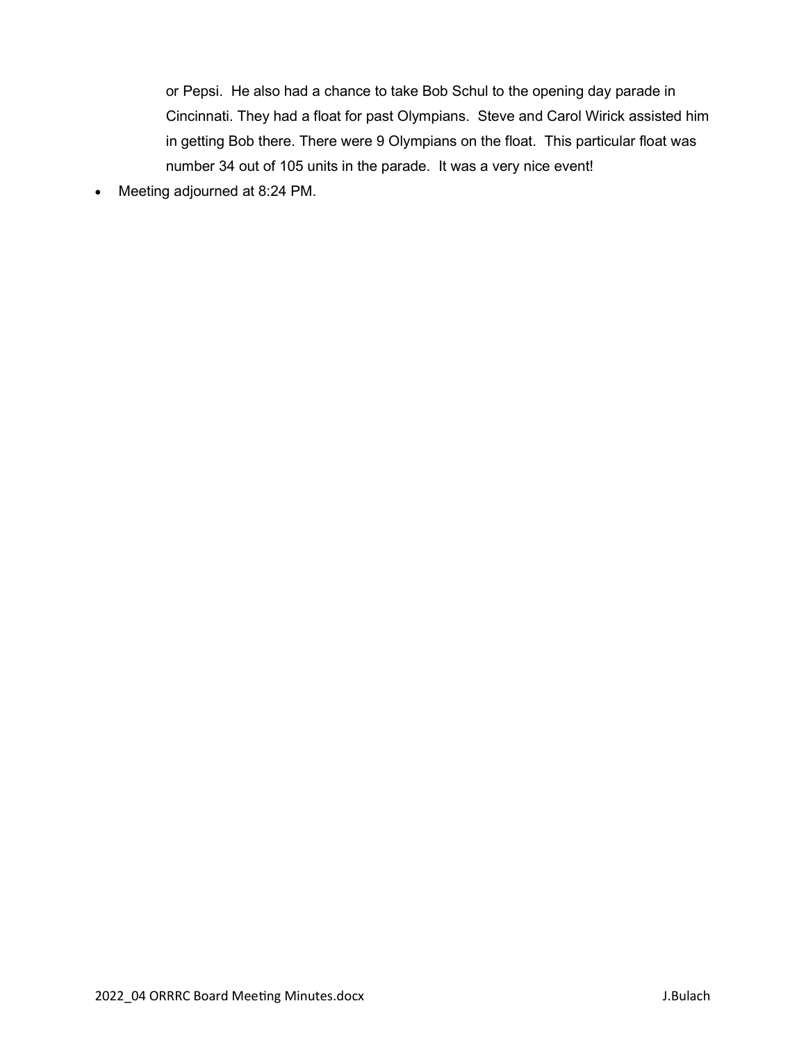or Pepsi.  He also had a chance to take Bob Schul to the opening day parade in Cincinnati. They had a float for past Olympians.  Steve and Carol Wirick assisted him in getting Bob there. There were 9 Olympians on the float.  This particular float was number 34 out of 105 units in the parade.  It was a very nice event!

- Meeting adjourned at 8:24 PM.